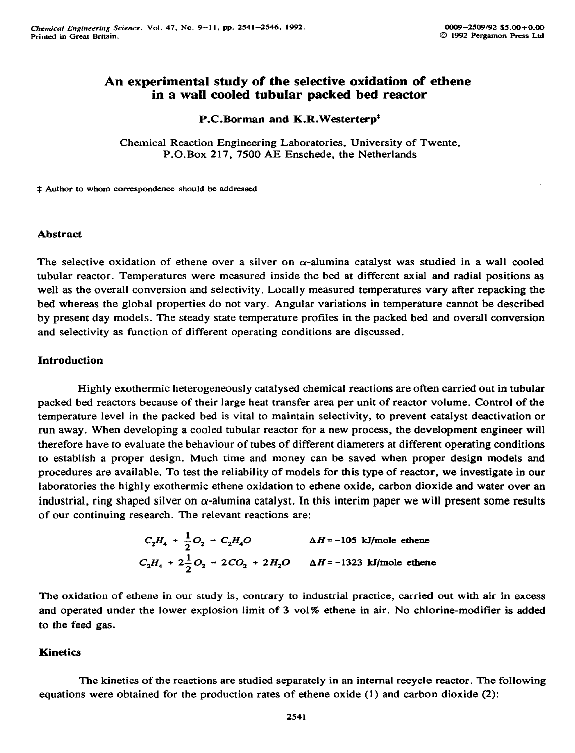# An experimental study of the selective oxidation of ethene in a wall cooled tubular packed bed reactor

**P.C.Borman and K.R.Westerterp[‡]**

Chemical Reaction Engineering Laboratories, University of Twente, P.O.Box 217, 7500 AE Enschede, the Netherlands

‡ Author to whom correspondence should be addressed

## Abstract

The selective oxidation of ethene over a silver on $\alpha$-alumina catalyst was studied in a wall cooled tubular reactor. Temperatures were measured inside the bed at different axial and radial positions as well as the overall conversion and selectivity. Locally measured temperatures vary after repacking the bed whereas the global properties do not vary. Angular variations in temperature cannot be described by present day models. The steady state temperature profiles in the packed bed and overall conversion and selectivity as function of different operating conditions are discussed.

## Introduction

Highly exothermic heterogeneously catalysed chemical reactions are often carried out in tubular packed bed reactors because of their large heat transfer area per unit of reactor volume. Control of the temperature level in the packed bed is vital to maintain selectivity, to prevent catalyst deactivation or run away. When developing a cooled tubular reactor for a new process, the development engineer will therefore have to evaluate the behaviour of tubes of different diameters at different operating conditions to establish a proper design. Much time and money can be saved when proper design models and procedures are available. To test the reliability of models for this type of reactor, we investigate in our laboratories the highly exothermic ethene oxidation to ethene oxide, carbon dioxide and water over an industrial, ring shaped silver on $\alpha$-alumina catalyst. In this interim paper we will present some results of our continuing research. The relevant reactions are:

$$C_2H_4 + \frac{1}{2}O_2 \rightarrow C_2H_4O \qquad \Delta H = -105 \text{ kJ/mole ethene}$$

$$C_2H_4 + 2\frac{1}{2}O_2 \rightarrow 2CO_2 + 2H_2O \qquad \Delta H = -1323 \text{ kJ/mole ethene}$$

The oxidation of ethene in our study is, contrary to industrial practice, carried out with air in excess and operated under the lower explosion limit of 3 vol% ethene in air. No chlorine-modifier is added to the feed gas.

## Kinetics

The kinetics of the reactions are studied separately in an internal recycle reactor. The following equations were obtained for the production rates of ethene oxide (1) and carbon dioxide (2):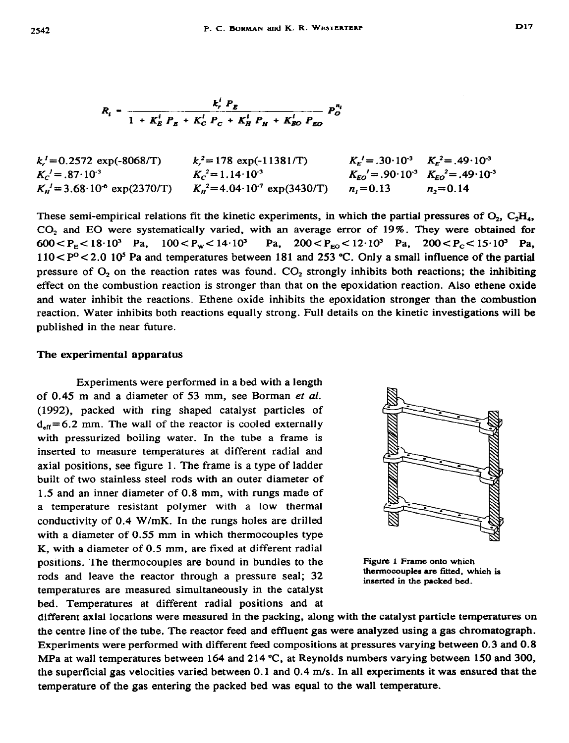$$R_i = \frac{k_r^i P_E}{1 + K_E^i P_E + K_C^i P_C + K_H^i P_H + K_{EO}^i P_{EO}} P_O^{n_i}$$

| | | | |
|---|---|---|---|
| $k_r^1 = 0.2572 \exp(-8068/T)$ | $k_r^2 = 178 \exp(-11381/T)$ | $K_E^1 = .30 \cdot 10^{-3}$ | $K_E^2 = .49 \cdot 10^{-3}$ |
| $K_C^1 = .87 \cdot 10^{-3}$ | $K_C^2 = 1.14 \cdot 10^{-3}$ | $K_{EO}^1 = .90 \cdot 10^{-3}$ | $K_{EO}^2 = .49 \cdot 10^{-3}$ |
| $K_H^1 = 3.68 \cdot 10^{-6} \exp(2370/T)$ | $K_H^2 = 4.04 \cdot 10^{-7} \exp(3430/T)$ | $n_1 = 0.13$ | $n_2 = 0.14$ |

These semi-empirical relations fit the kinetic experiments, in which the partial pressures of $O_2$, $C_2H_4$, $CO_2$ and EO were systematically varied, with an average error of 19%. They were obtained for $600 < P_E < 18 \cdot 10^3$ Pa, $100 < P_W < 14 \cdot 10^3$ Pa, $200 < P_{EO} < 12 \cdot 10^3$ Pa, $200 < P_C < 15 \cdot 10^3$ Pa, $110 < P^O < 2.0\ 10^5$ Pa and temperatures between 181 and 253 °C. Only a small influence of the partial pressure of $O_2$ on the reaction rates was found. $CO_2$ strongly inhibits both reactions; the inhibiting effect on the combustion reaction is stronger than that on the epoxidation reaction. Also ethene oxide and water inhibit the reactions. Ethene oxide inhibits the epoxidation stronger than the combustion reaction. Water inhibits both reactions equally strong. Full details on the kinetic investigations will be published in the near future.

## The experimental apparatus

Experiments were performed in a bed with a length of 0.45 m and a diameter of 53 mm, see Borman *et al.* (1992), packed with ring shaped catalyst particles of $d_{eff} = 6.2$ mm. The wall of the reactor is cooled externally with pressurized boiling water. In the tube a frame is inserted to measure temperatures at different radial and axial positions, see figure 1. The frame is a type of ladder built of two stainless steel rods with an outer diameter of 1.5 and an inner diameter of 0.8 mm, with rungs made of a temperature resistant polymer with a low thermal conductivity of 0.4 W/mK. In the rungs holes are drilled with a diameter of 0.55 mm in which thermocouples type K, with a diameter of 0.5 mm, are fixed at different radial positions. The thermocouples are bound in bundles to the rods and leave the reactor through a pressure seal; 32 temperatures are measured simultaneously in the catalyst bed. Temperatures at different radial positions and at different axial locations were measured in the packing, along with the catalyst particle temperatures on the centre line of the tube. The reactor feed and effluent gas were analyzed using a gas chromatograph. Experiments were performed with different feed compositions at pressures varying between 0.3 and 0.8 MPa at wall temperatures between 164 and 214 °C, at Reynolds numbers varying between 150 and 300, the superficial gas velocities varied between 0.1 and 0.4 m/s. In all experiments it was ensured that the temperature of the gas entering the packed bed was equal to the wall temperature.

Figure 1 Frame onto which thermocouples are fitted, which is inserted in the packed bed.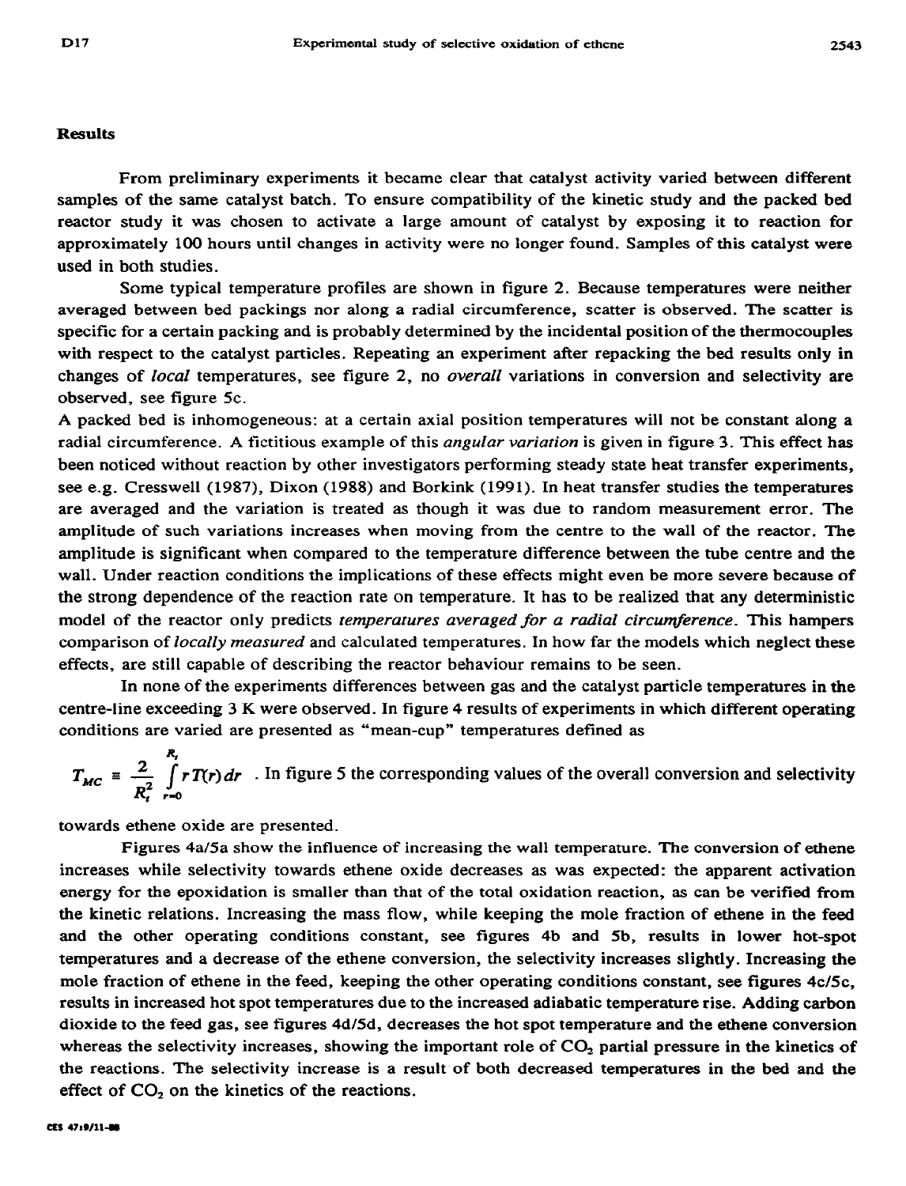## Results

From preliminary experiments it became clear that catalyst activity varied between different samples of the same catalyst batch. To ensure compatibility of the kinetic study and the packed bed reactor study it was chosen to activate a large amount of catalyst by exposing it to reaction for approximately 100 hours until changes in activity were no longer found. Samples of this catalyst were used in both studies.

Some typical temperature profiles are shown in figure 2. Because temperatures were neither averaged between bed packings nor along a radial circumference, scatter is observed. The scatter is specific for a certain packing and is probably determined by the incidental position of the thermocouples with respect to the catalyst particles. Repeating an experiment after repacking the bed results only in changes of *local* temperatures, see figure 2, no *overall* variations in conversion and selectivity are observed, see figure 5c.

A packed bed is inhomogeneous: at a certain axial position temperatures will not be constant along a radial circumference. A fictitious example of this *angular variation* is given in figure 3. This effect has been noticed without reaction by other investigators performing steady state heat transfer experiments, see e.g. Cresswell (1987), Dixon (1988) and Borkink (1991). In heat transfer studies the temperatures are averaged and the variation is treated as though it was due to random measurement error. The amplitude of such variations increases when moving from the centre to the wall of the reactor. The amplitude is significant when compared to the temperature difference between the tube centre and the wall. Under reaction conditions the implications of these effects might even be more severe because of the strong dependence of the reaction rate on temperature. It has to be realized that any deterministic model of the reactor only predicts *temperatures averaged for a radial circumference*. This hampers comparison of *locally measured* and calculated temperatures. In how far the models which neglect these effects, are still capable of describing the reactor behaviour remains to be seen.

In none of the experiments differences between gas and the catalyst particle temperatures in the centre-line exceeding 3 K were observed. In figure 4 results of experiments in which different operating conditions are varied are presented as "mean-cup" temperatures defined as

$T_{MC} \equiv \frac{2}{R_t^2} \int_{r=0}^{R_t} r\,T(r)\,dr$ . In figure 5 the corresponding values of the overall conversion and selectivity towards ethene oxide are presented.

Figures 4a/5a show the influence of increasing the wall temperature. The conversion of ethene increases while selectivity towards ethene oxide decreases as was expected: the apparent activation energy for the epoxidation is smaller than that of the total oxidation reaction, as can be verified from the kinetic relations. Increasing the mass flow, while keeping the mole fraction of ethene in the feed and the other operating conditions constant, see figures 4b and 5b, results in lower hot-spot temperatures and a decrease of the ethene conversion, the selectivity increases slightly. Increasing the mole fraction of ethene in the feed, keeping the other operating conditions constant, see figures 4c/5c, results in increased hot spot temperatures due to the increased adiabatic temperature rise. Adding carbon dioxide to the feed gas, see figures 4d/5d, decreases the hot spot temperature and the ethene conversion whereas the selectivity increases, showing the important role of $CO_2$ partial pressure in the kinetics of the reactions. The selectivity increase is a result of both decreased temperatures in the bed and the effect of $CO_2$ on the kinetics of the reactions.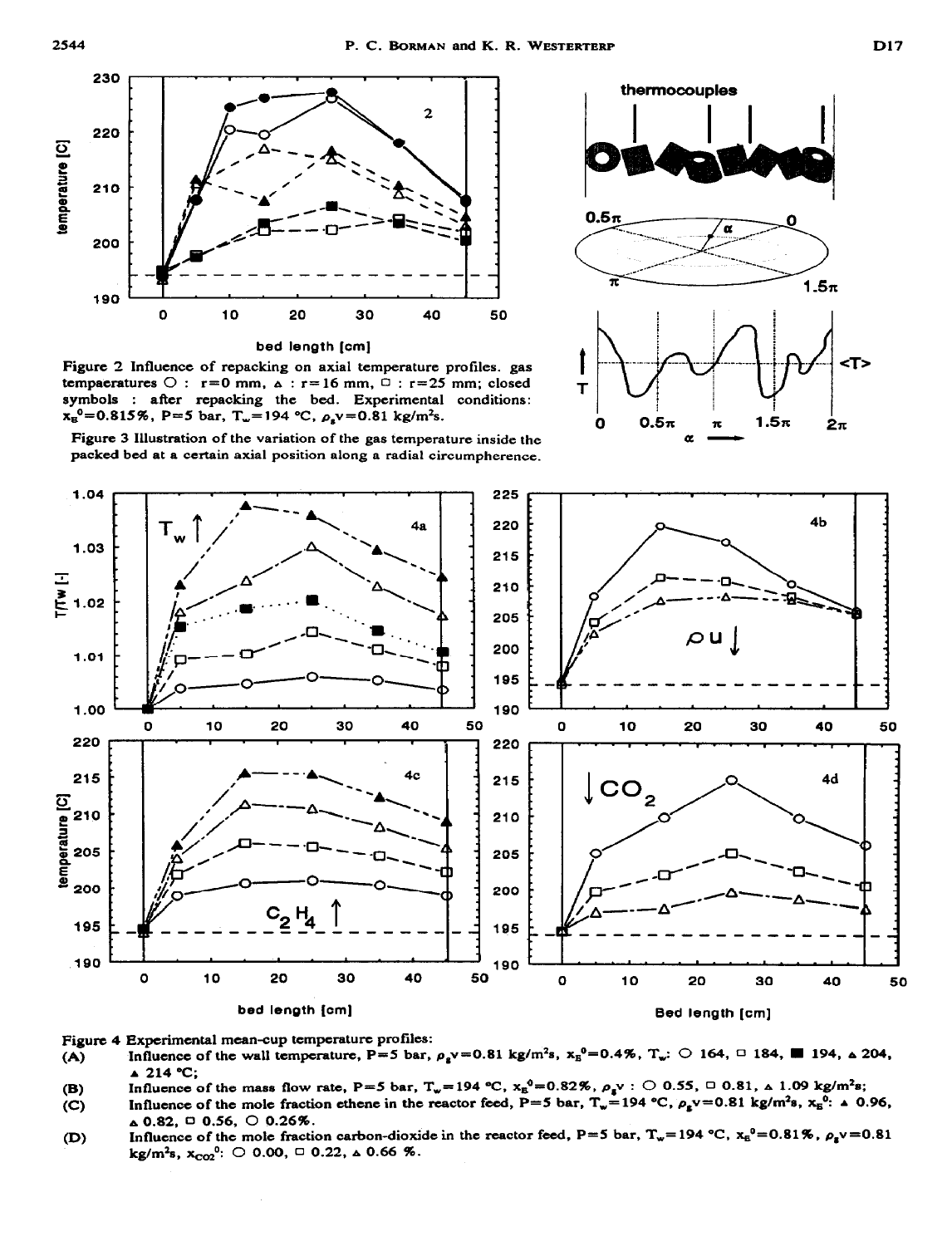Figure 2 Influence of repacking on axial temperature profiles. gas tempaeratures O : r=0 mm, ▵ : r=16 mm, □ : r=25 mm; closed symbols : after repacking the bed. Experimental conditions: $x_E^0$=0.815%, P=5 bar, $T_w$=194 °C, $\rho_g v$=0.81 kg/m²s.

Figure 3 Illustration of the variation of the gas temperature inside the packed bed at a certain axial position along a radial circumference.

Figure 4 Experimental mean-cup temperature profiles:

(A) Influence of the wall temperature, P=5 bar, $\rho_g v$=0.81 kg/m²s, $x_E^0$=0.4%, $T_w$: O 164, □ 184, ■ 194, ▵ 204, ▲ 214 °C;

(B) Influence of the mass flow rate, P=5 bar, $T_w$=194 °C, $x_E^0$=0.82%, $\rho_g v$ : O 0.55, □ 0.81, ▵ 1.09 kg/m²s;

(C) Influence of the mole fraction ethene in the reactor feed, P=5 bar, $T_w$=194 °C, $\rho_g v$=0.81 kg/m²s, $x_E^0$: ▲ 0.96, ▵ 0.82, □ 0.56, O 0.26%.

(D) Influence of the mole fraction carbon-dioxide in the reactor feed, P=5 bar, $T_w$=194 °C, $x_E^0$=0.81%, $\rho_g v$=0.81 kg/m²s, $x_{CO_2}^0$: O 0.00, □ 0.22, ▵ 0.66 %.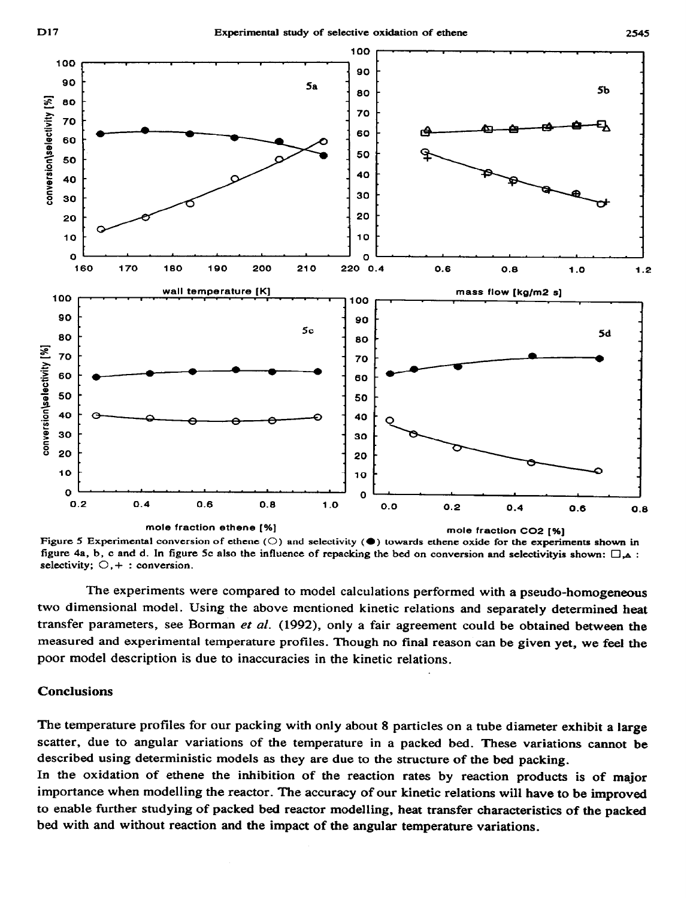Figure 5 Experimental conversion of ethene (○) and selectivity (●) towards ethene oxide for the experiments shown in figure 4a, b, c and d. In figure 5c also the influence of repacking the bed on conversion and selectivityis shown: □,▲ : selectivity; ○,+ : conversion.

The experiments were compared to model calculations performed with a pseudo-homogeneous two dimensional model. Using the above mentioned kinetic relations and separately determined heat transfer parameters, see Borman *et al.* (1992), only a fair agreement could be obtained between the measured and experimental temperature profiles. Though no final reason can be given yet, we feel the poor model description is due to inaccuracies in the kinetic relations.

## Conclusions

The temperature profiles for our packing with only about 8 particles on a tube diameter exhibit a large scatter, due to angular variations of the temperature in a packed bed. These variations cannot be described using deterministic models as they are due to the structure of the bed packing.

In the oxidation of ethene the inhibition of the reaction rates by reaction products is of major importance when modelling the reactor. The accuracy of our kinetic relations will have to be improved to enable further studying of packed bed reactor modelling, heat transfer characteristics of the packed bed with and without reaction and the impact of the angular temperature variations.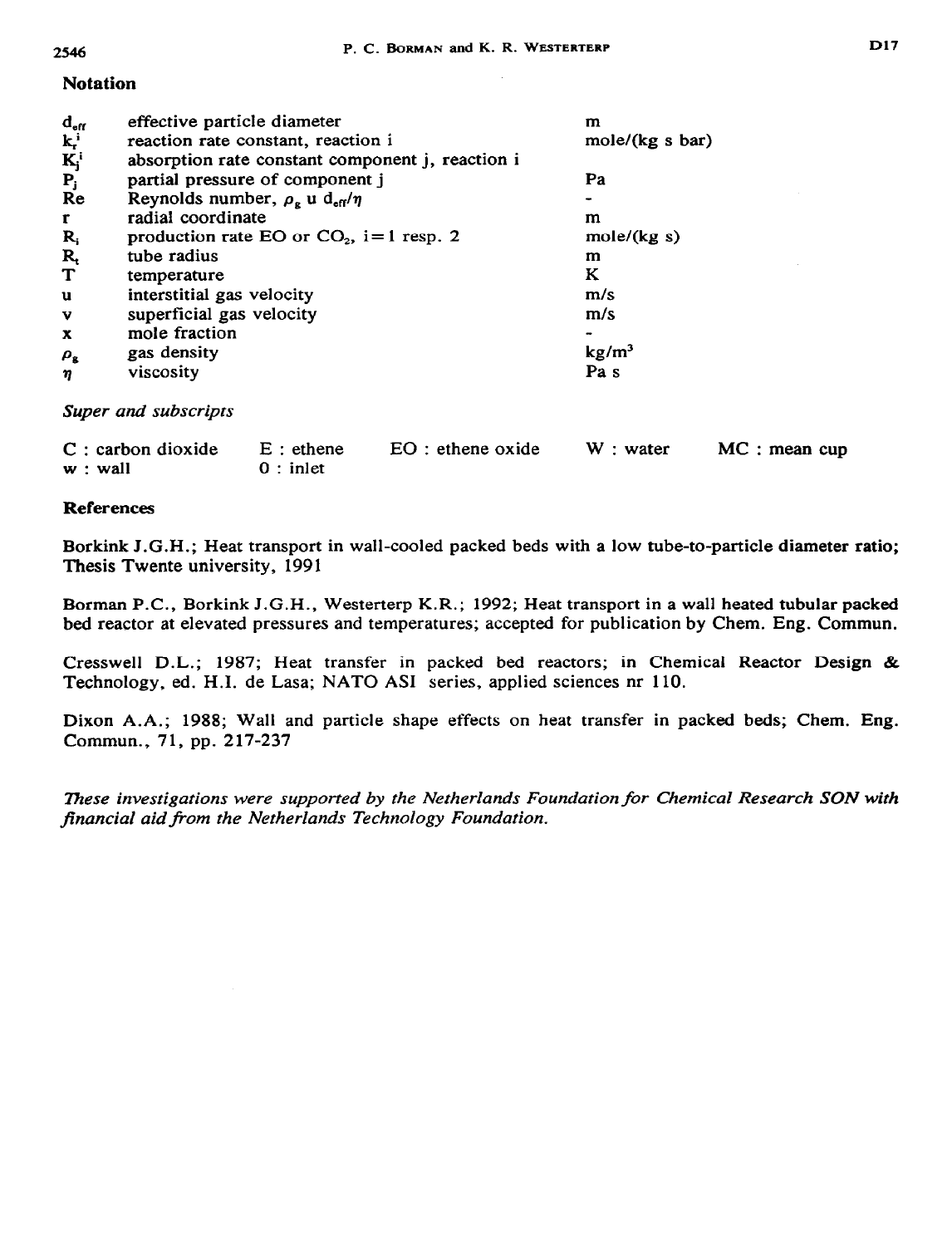## Notation

| | | |
|---|---|---|
| $d_{eff}$ | effective particle diameter | m |
| $k_r^i$ | reaction rate constant, reaction i | mole/(kg s bar) |
| $K_j^i$ | absorption rate constant component j, reaction i | |
| $P_j$ | partial pressure of component j | Pa |
| Re | Reynolds number, $\rho_g$ u $d_{eff}/\eta$ | - |
| r | radial coordinate | m |
| $R_i$ | production rate EO or $CO_2$, i=1 resp. 2 | mole/(kg s) |
| $R_t$ | tube radius | m |
| T | temperature | K |
| u | interstitial gas velocity | m/s |
| v | superficial gas velocity | m/s |
| x | mole fraction | - |
| $\rho_g$ | gas density | kg/m³ |
| $\eta$ | viscosity | Pa s |

*Super and subscripts*

| | | | | |
|---|---|---|---|---|
| C : carbon dioxide | E : ethene | EO : ethene oxide | W : water | MC : mean cup |
| w : wall | 0 : inlet | | | |

## References

Borkink J.G.H.; Heat transport in wall-cooled packed beds with a low tube-to-particle diameter ratio; Thesis Twente university, 1991

Borman P.C., Borkink J.G.H., Westerterp K.R.; 1992; Heat transport in a wall heated tubular packed bed reactor at elevated pressures and temperatures; accepted for publication by Chem. Eng. Commun.

Cresswell D.L.; 1987; Heat transfer in packed bed reactors; in Chemical Reactor Design & Technology, ed. H.I. de Lasa; NATO ASI series, applied sciences nr 110.

Dixon A.A.; 1988; Wall and particle shape effects on heat transfer in packed beds; Chem. Eng. Commun., 71, pp. 217-237

*These investigations were supported by the Netherlands Foundation for Chemical Research SON with financial aid from the Netherlands Technology Foundation.*